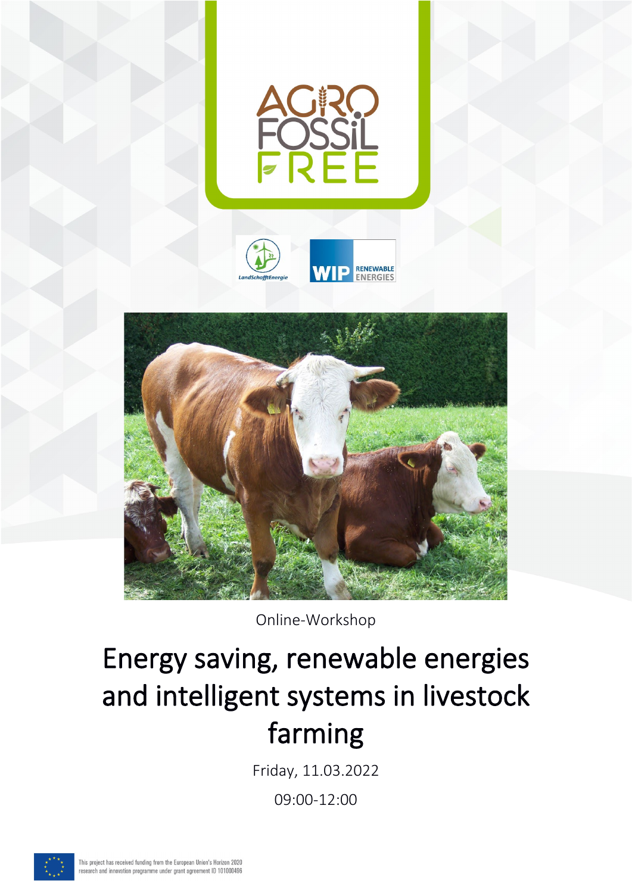Online-Workshop

# Energy saving, renewable energies and intelligent systems in livestock farming

Friday, 11.03.2022

09:00-12:00

This project has received funding from the European Union's Horizon 2020 research and innovation programme under grant agreement ID 101000496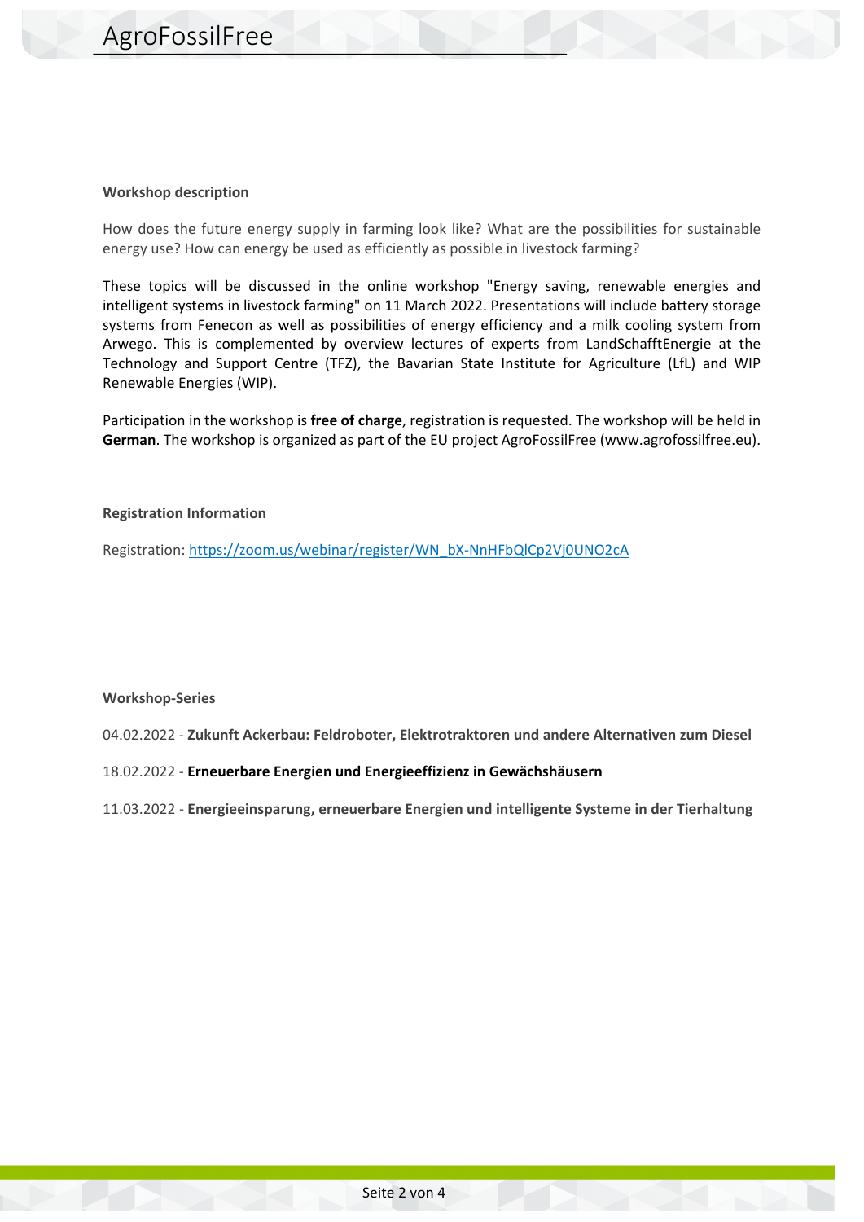**Workshop description**

How does the future energy supply in farming look like? What are the possibilities for sustainable energy use? How can energy be used as efficiently as possible in livestock farming?

These topics will be discussed in the online workshop "Energy saving, renewable energies and intelligent systems in livestock farming" on 11 March 2022. Presentations will include battery storage systems from Fenecon as well as possibilities of energy efficiency and a milk cooling system from Arwego. This is complemented by overview lectures of experts from LandSchafftEnergie at the Technology and Support Centre (TFZ), the Bavarian State Institute for Agriculture (LfL) and WIP Renewable Energies (WIP).

Participation in the workshop is **free of charge**, registration is requested. The workshop will be held in **German**. The workshop is organized as part of the EU project AgroFossilFree (www.agrofossilfree.eu).

**Registration Information**

Registration: https://zoom.us/webinar/register/WN_bX-NnHFbQlCp2Vj0UNO2cA

**Workshop-Series**

04.02.2022 - **Zukunft Ackerbau: Feldroboter, Elektrotraktoren und andere Alternativen zum Diesel**

18.02.2022 - **Erneuerbare Energien und Energieeffizienz in Gewächshäusern**

11.03.2022 - **Energieeinsparung, erneuerbare Energien und intelligente Systeme in der Tierhaltung**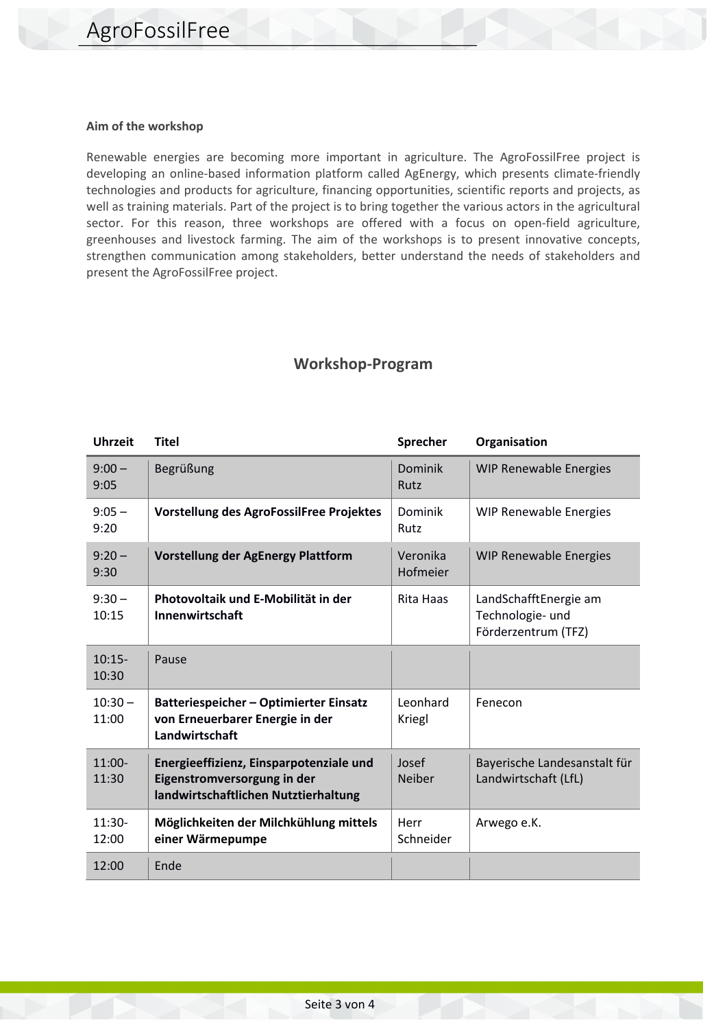**Aim of the workshop**

Renewable energies are becoming more important in agriculture. The AgroFossilFree project is developing an online-based information platform called AgEnergy, which presents climate-friendly technologies and products for agriculture, financing opportunities, scientific reports and projects, as well as training materials. Part of the project is to bring together the various actors in the agricultural sector. For this reason, three workshops are offered with a focus on open-field agriculture, greenhouses and livestock farming. The aim of the workshops is to present innovative concepts, strengthen communication among stakeholders, better understand the needs of stakeholders and present the AgroFossilFree project.

## Workshop-Program

| Uhrzeit | Titel | Sprecher | Organisation |
|---|---|---|---|
| 9:00 – 9:05 | Begrüßung | Dominik Rutz | WIP Renewable Energies |
| 9:05 – 9:20 | **Vorstellung des AgroFossilFree Projektes** | Dominik Rutz | WIP Renewable Energies |
| 9:20 – 9:30 | **Vorstellung der AgEnergy Plattform** | Veronika Hofmeier | WIP Renewable Energies |
| 9:30 – 10:15 | **Photovoltaik und E-Mobilität in der Innenwirtschaft** | Rita Haas | LandSchafftEnergie am Technologie- und Förderzentrum (TFZ) |
| 10:15-10:30 | Pause | | |
| 10:30 – 11:00 | **Batteriespeicher – Optimierter Einsatz von Erneuerbarer Energie in der Landwirtschaft** | Leonhard Kriegl | Fenecon |
| 11:00-11:30 | **Energieeffizienz, Einsparpotenziale und Eigenstromversorgung in der landwirtschaftlichen Nutztierhaltung** | Josef Neiber | Bayerische Landesanstalt für Landwirtschaft (LfL) |
| 11:30-12:00 | **Möglichkeiten der Milchkühlung mittels einer Wärmepumpe** | Herr Schneider | Arwego e.K. |
| 12:00 | Ende | | |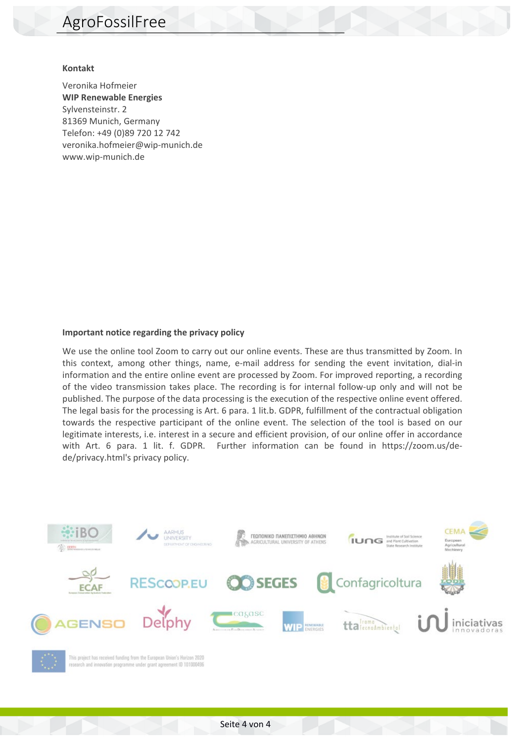**Kontakt**

Veronika Hofmeier
**WIP Renewable Energies**
Sylvensteinstr. 2
81369 Munich, Germany
Telefon: +49 (0)89 720 12 742
veronika.hofmeier@wip-munich.de
www.wip-munich.de

**Important notice regarding the privacy policy**

We use the online tool Zoom to carry out our online events. These are thus transmitted by Zoom. In this context, among other things, name, e-mail address for sending the event invitation, dial-in information and the entire online event are processed by Zoom. For improved reporting, a recording of the video transmission takes place. The recording is for internal follow-up only and will not be published. The purpose of the data processing is the execution of the respective online event offered. The legal basis for the processing is Art. 6 para. 1 lit.b. GDPR, fulfillment of the contractual obligation towards the respective participant of the online event. The selection of the tool is based on our legitimate interests, i.e. interest in a secure and efficient provision, of our online offer in accordance with Art. 6 para. 1 lit. f. GDPR. Further information can be found in https://zoom.us/de-de/privacy.html's privacy policy.

This project has received funding from the European Union's Horizon 2020 research and innovation programme under grant agreement ID 101000496